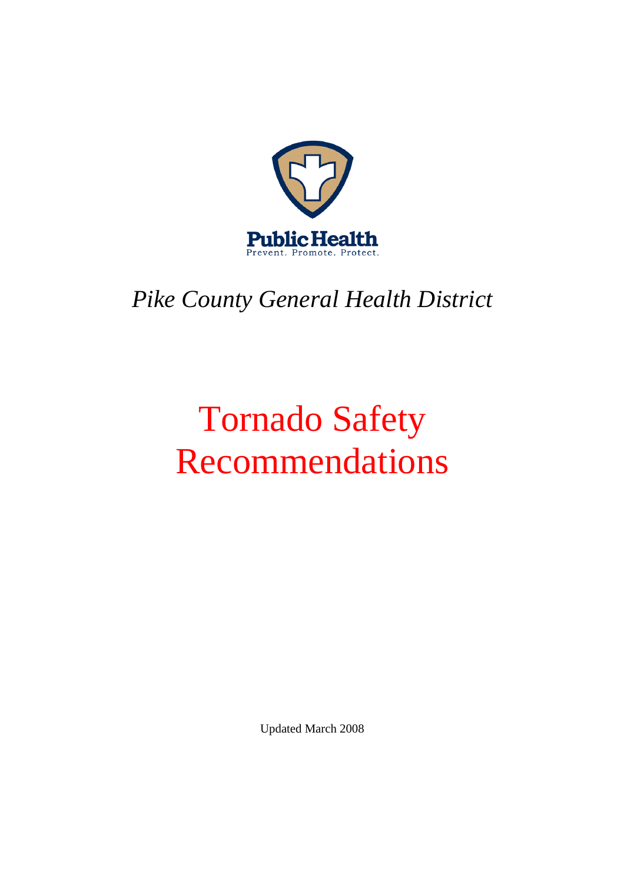Public Health

Prevent. Promote. Protect.

*Pike County General Health District*

# Tornado Safety Recommendations

Updated March 2008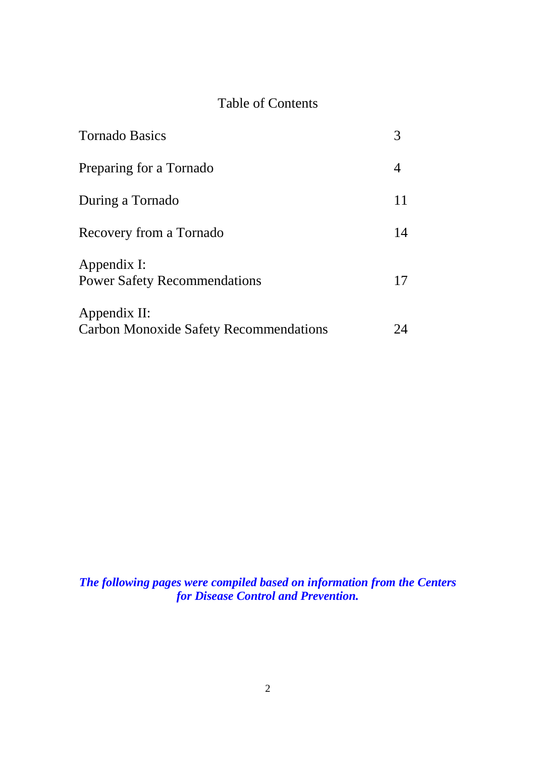# Table of Contents

| | |
|---|---|
| Tornado Basics | 3 |
| Preparing for a Tornado | 4 |
| During a Tornado | 11 |
| Recovery from a Tornado | 14 |
| Appendix I: Power Safety Recommendations | 17 |
| Appendix II: Carbon Monoxide Safety Recommendations | 24 |

***The following pages were compiled based on information from the Centers for Disease Control and Prevention.***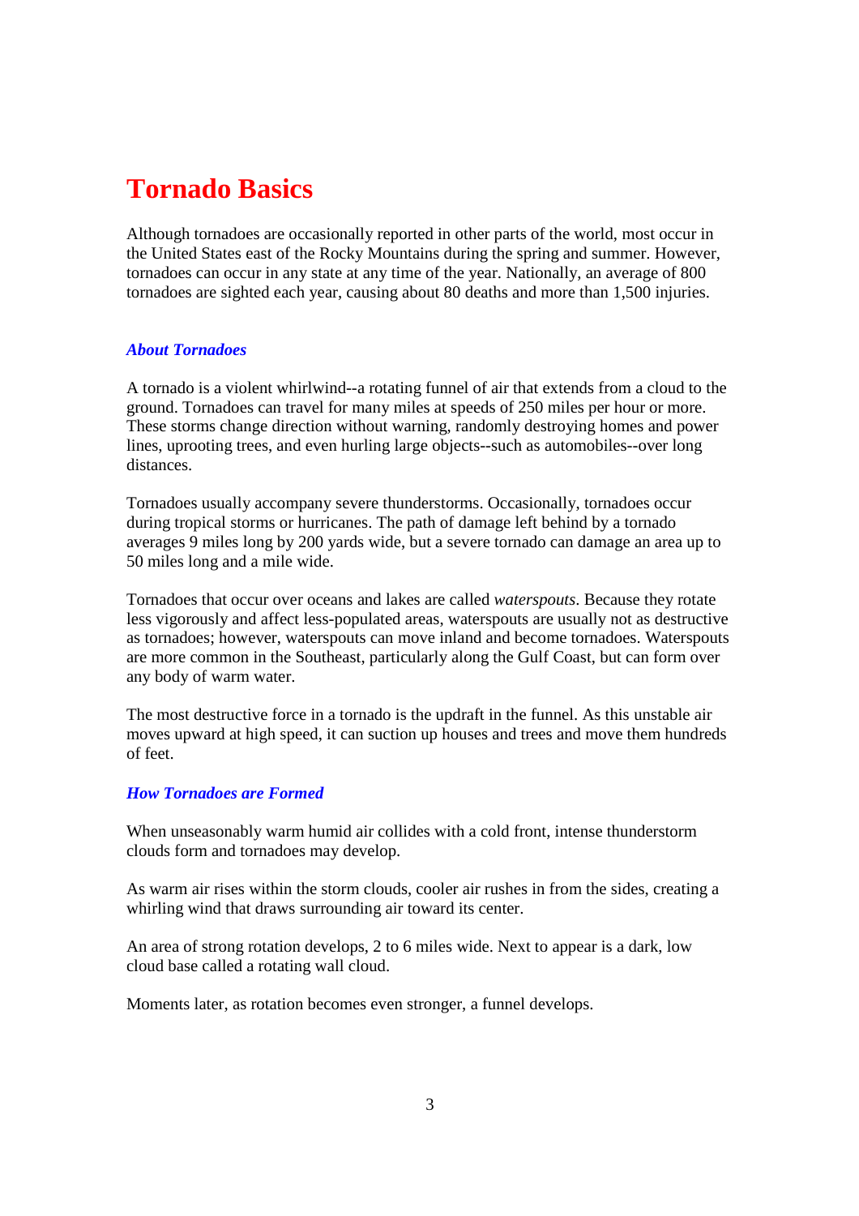# Tornado Basics

Although tornadoes are occasionally reported in other parts of the world, most occur in the United States east of the Rocky Mountains during the spring and summer. However, tornadoes can occur in any state at any time of the year. Nationally, an average of 800 tornadoes are sighted each year, causing about 80 deaths and more than 1,500 injuries.

### *About Tornadoes*

A tornado is a violent whirlwind--a rotating funnel of air that extends from a cloud to the ground. Tornadoes can travel for many miles at speeds of 250 miles per hour or more. These storms change direction without warning, randomly destroying homes and power lines, uprooting trees, and even hurling large objects--such as automobiles--over long distances.

Tornadoes usually accompany severe thunderstorms. Occasionally, tornadoes occur during tropical storms or hurricanes. The path of damage left behind by a tornado averages 9 miles long by 200 yards wide, but a severe tornado can damage an area up to 50 miles long and a mile wide.

Tornadoes that occur over oceans and lakes are called *waterspouts*. Because they rotate less vigorously and affect less-populated areas, waterspouts are usually not as destructive as tornadoes; however, waterspouts can move inland and become tornadoes. Waterspouts are more common in the Southeast, particularly along the Gulf Coast, but can form over any body of warm water.

The most destructive force in a tornado is the updraft in the funnel. As this unstable air moves upward at high speed, it can suction up houses and trees and move them hundreds of feet.

### *How Tornadoes are Formed*

When unseasonably warm humid air collides with a cold front, intense thunderstorm clouds form and tornadoes may develop.

As warm air rises within the storm clouds, cooler air rushes in from the sides, creating a whirling wind that draws surrounding air toward its center.

An area of strong rotation develops, 2 to 6 miles wide. Next to appear is a dark, low cloud base called a rotating wall cloud.

Moments later, as rotation becomes even stronger, a funnel develops.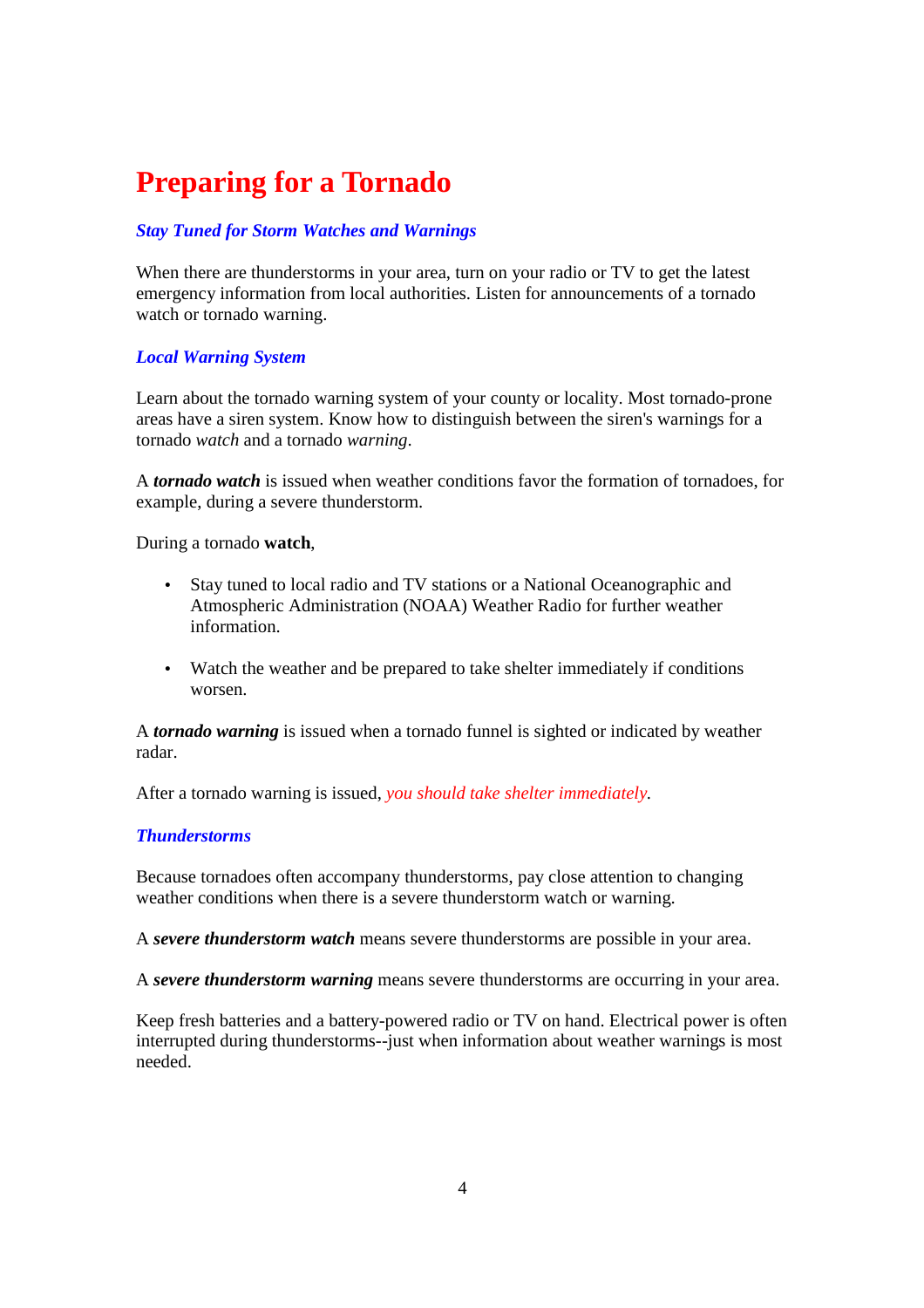# Preparing for a Tornado

### *Stay Tuned for Storm Watches and Warnings*

When there are thunderstorms in your area, turn on your radio or TV to get the latest emergency information from local authorities. Listen for announcements of a tornado watch or tornado warning.

### *Local Warning System*

Learn about the tornado warning system of your county or locality. Most tornado-prone areas have a siren system. Know how to distinguish between the siren's warnings for a tornado *watch* and a tornado *warning*.

A ***tornado watch*** is issued when weather conditions favor the formation of tornadoes, for example, during a severe thunderstorm.

During a tornado **watch**,

- Stay tuned to local radio and TV stations or a National Oceanographic and Atmospheric Administration (NOAA) Weather Radio for further weather information.
- Watch the weather and be prepared to take shelter immediately if conditions worsen.

A ***tornado warning*** is issued when a tornado funnel is sighted or indicated by weather radar.

After a tornado warning is issued, *you should take shelter immediately*.

### *Thunderstorms*

Because tornadoes often accompany thunderstorms, pay close attention to changing weather conditions when there is a severe thunderstorm watch or warning.

A ***severe thunderstorm watch*** means severe thunderstorms are possible in your area.

A ***severe thunderstorm warning*** means severe thunderstorms are occurring in your area.

Keep fresh batteries and a battery-powered radio or TV on hand. Electrical power is often interrupted during thunderstorms--just when information about weather warnings is most needed.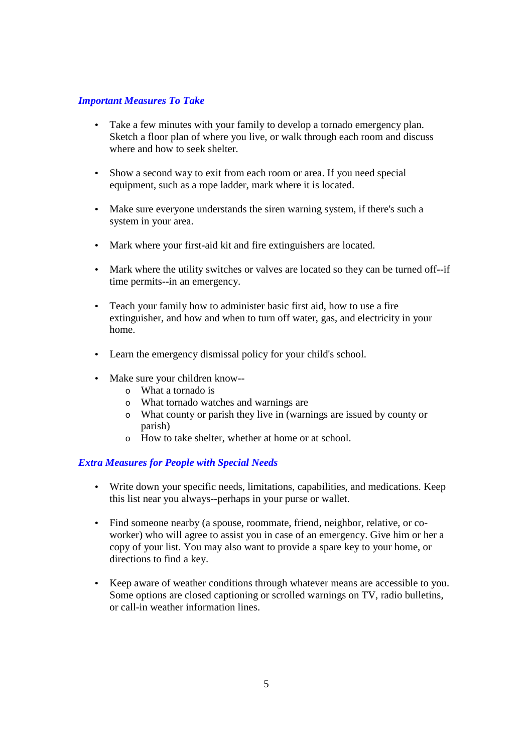### ***Important Measures To Take***

- Take a few minutes with your family to develop a tornado emergency plan. Sketch a floor plan of where you live, or walk through each room and discuss where and how to seek shelter.
- Show a second way to exit from each room or area. If you need special equipment, such as a rope ladder, mark where it is located.
- Make sure everyone understands the siren warning system, if there's such a system in your area.
- Mark where your first-aid kit and fire extinguishers are located.
- Mark where the utility switches or valves are located so they can be turned off--if time permits--in an emergency.
- Teach your family how to administer basic first aid, how to use a fire extinguisher, and how and when to turn off water, gas, and electricity in your home.
- Learn the emergency dismissal policy for your child's school.
- Make sure your children know--
  - What a tornado is
  - What tornado watches and warnings are
  - What county or parish they live in (warnings are issued by county or parish)
  - How to take shelter, whether at home or at school.

### ***Extra Measures for People with Special Needs***

- Write down your specific needs, limitations, capabilities, and medications. Keep this list near you always--perhaps in your purse or wallet.
- Find someone nearby (a spouse, roommate, friend, neighbor, relative, or co-worker) who will agree to assist you in case of an emergency. Give him or her a copy of your list. You may also want to provide a spare key to your home, or directions to find a key.
- Keep aware of weather conditions through whatever means are accessible to you. Some options are closed captioning or scrolled warnings on TV, radio bulletins, or call-in weather information lines.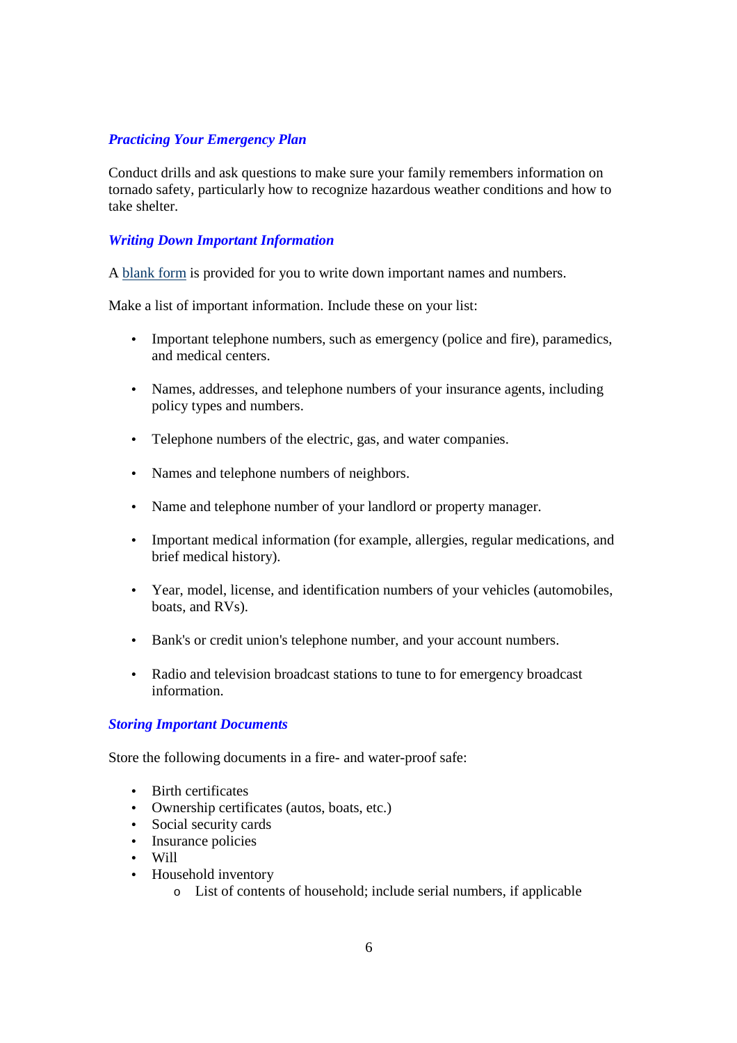### *Practicing Your Emergency Plan*

Conduct drills and ask questions to make sure your family remembers information on tornado safety, particularly how to recognize hazardous weather conditions and how to take shelter.

### *Writing Down Important Information*

A blank form is provided for you to write down important names and numbers.

Make a list of important information. Include these on your list:

- Important telephone numbers, such as emergency (police and fire), paramedics, and medical centers.
- Names, addresses, and telephone numbers of your insurance agents, including policy types and numbers.
- Telephone numbers of the electric, gas, and water companies.
- Names and telephone numbers of neighbors.
- Name and telephone number of your landlord or property manager.
- Important medical information (for example, allergies, regular medications, and brief medical history).
- Year, model, license, and identification numbers of your vehicles (automobiles, boats, and RVs).
- Bank's or credit union's telephone number, and your account numbers.
- Radio and television broadcast stations to tune to for emergency broadcast information.

### *Storing Important Documents*

Store the following documents in a fire- and water-proof safe:

- Birth certificates
- Ownership certificates (autos, boats, etc.)
- Social security cards
- Insurance policies
- Will
- Household inventory
  - List of contents of household; include serial numbers, if applicable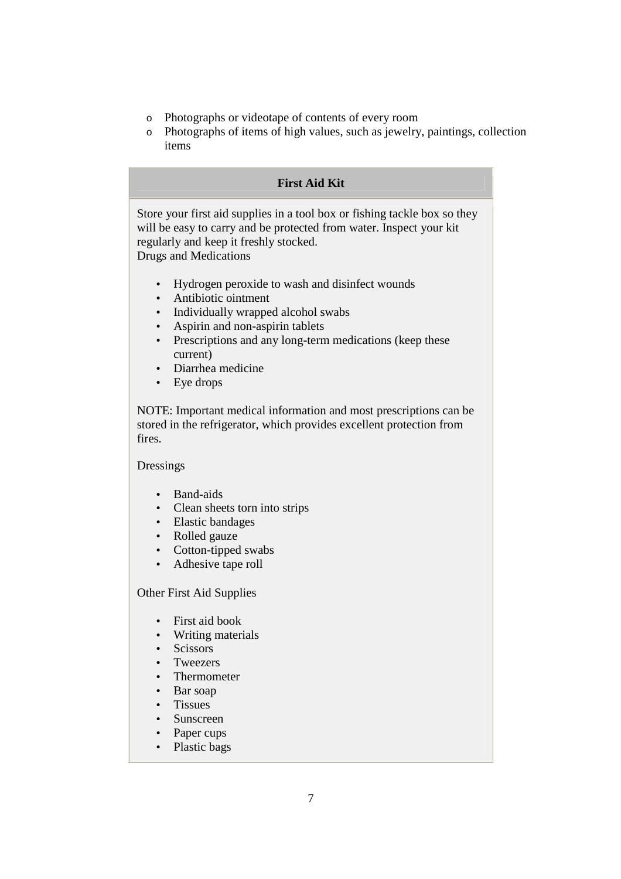- Photographs or videotape of contents of every room
- Photographs of items of high values, such as jewelry, paintings, collection items

### First Aid Kit

Store your first aid supplies in a tool box or fishing tackle box so they will be easy to carry and be protected from water. Inspect your kit regularly and keep it freshly stocked.
Drugs and Medications

- Hydrogen peroxide to wash and disinfect wounds
- Antibiotic ointment
- Individually wrapped alcohol swabs
- Aspirin and non-aspirin tablets
- Prescriptions and any long-term medications (keep these current)
- Diarrhea medicine
- Eye drops

NOTE: Important medical information and most prescriptions can be stored in the refrigerator, which provides excellent protection from fires.

Dressings

- Band-aids
- Clean sheets torn into strips
- Elastic bandages
- Rolled gauze
- Cotton-tipped swabs
- Adhesive tape roll

Other First Aid Supplies

- First aid book
- Writing materials
- Scissors
- Tweezers
- Thermometer
- Bar soap
- Tissues
- Sunscreen
- Paper cups
- Plastic bags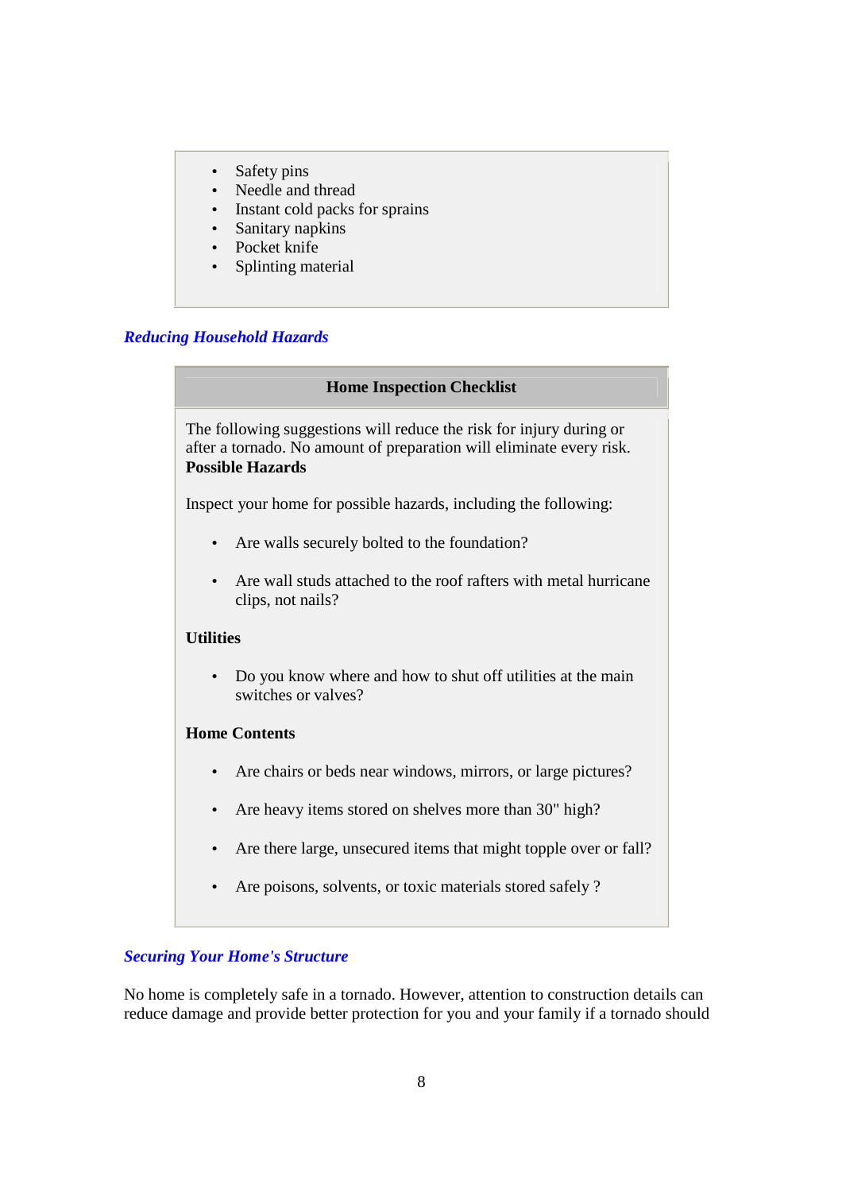- Safety pins
- Needle and thread
- Instant cold packs for sprains
- Sanitary napkins
- Pocket knife
- Splinting material

### *Reducing Household Hazards*

**Home Inspection Checklist**

The following suggestions will reduce the risk for injury during or after a tornado. No amount of preparation will eliminate every risk.

**Possible Hazards**

Inspect your home for possible hazards, including the following:

- Are walls securely bolted to the foundation?
- Are wall studs attached to the roof rafters with metal hurricane clips, not nails?

**Utilities**

- Do you know where and how to shut off utilities at the main switches or valves?

**Home Contents**

- Are chairs or beds near windows, mirrors, or large pictures?
- Are heavy items stored on shelves more than 30" high?
- Are there large, unsecured items that might topple over or fall?
- Are poisons, solvents, or toxic materials stored safely ?

### *Securing Your Home's Structure*

No home is completely safe in a tornado. However, attention to construction details can reduce damage and provide better protection for you and your family if a tornado should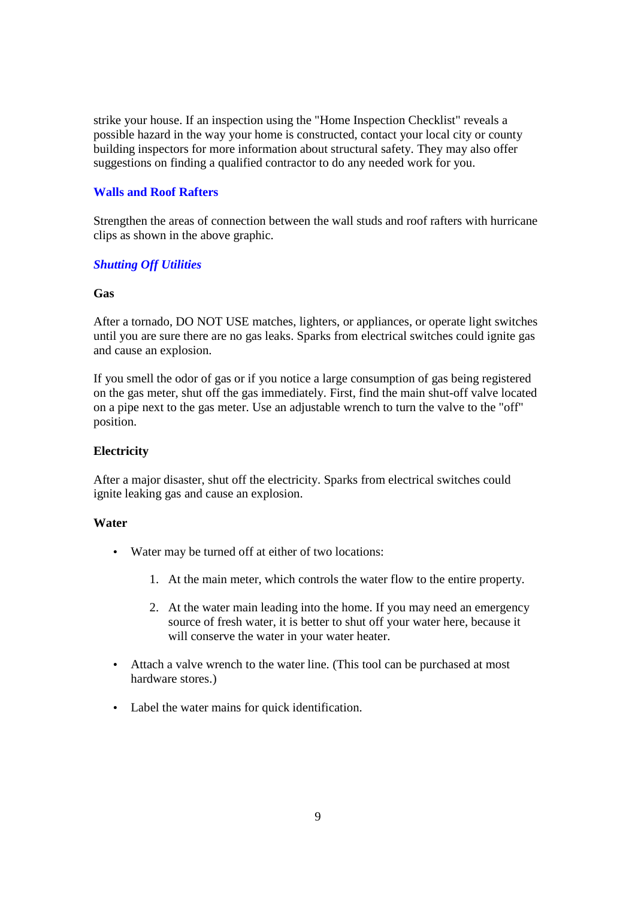strike your house. If an inspection using the "Home Inspection Checklist" reveals a possible hazard in the way your home is constructed, contact your local city or county building inspectors for more information about structural safety. They may also offer suggestions on finding a qualified contractor to do any needed work for you.

### Walls and Roof Rafters

Strengthen the areas of connection between the wall studs and roof rafters with hurricane clips as shown in the above graphic.

### *Shutting Off Utilities*

**Gas**

After a tornado, DO NOT USE matches, lighters, or appliances, or operate light switches until you are sure there are no gas leaks. Sparks from electrical switches could ignite gas and cause an explosion.

If you smell the odor of gas or if you notice a large consumption of gas being registered on the gas meter, shut off the gas immediately. First, find the main shut-off valve located on a pipe next to the gas meter. Use an adjustable wrench to turn the valve to the "off" position.

**Electricity**

After a major disaster, shut off the electricity. Sparks from electrical switches could ignite leaking gas and cause an explosion.

**Water**

- Water may be turned off at either of two locations:

    1. At the main meter, which controls the water flow to the entire property.

    2. At the water main leading into the home. If you may need an emergency source of fresh water, it is better to shut off your water here, because it will conserve the water in your water heater.

- Attach a valve wrench to the water line. (This tool can be purchased at most hardware stores.)

- Label the water mains for quick identification.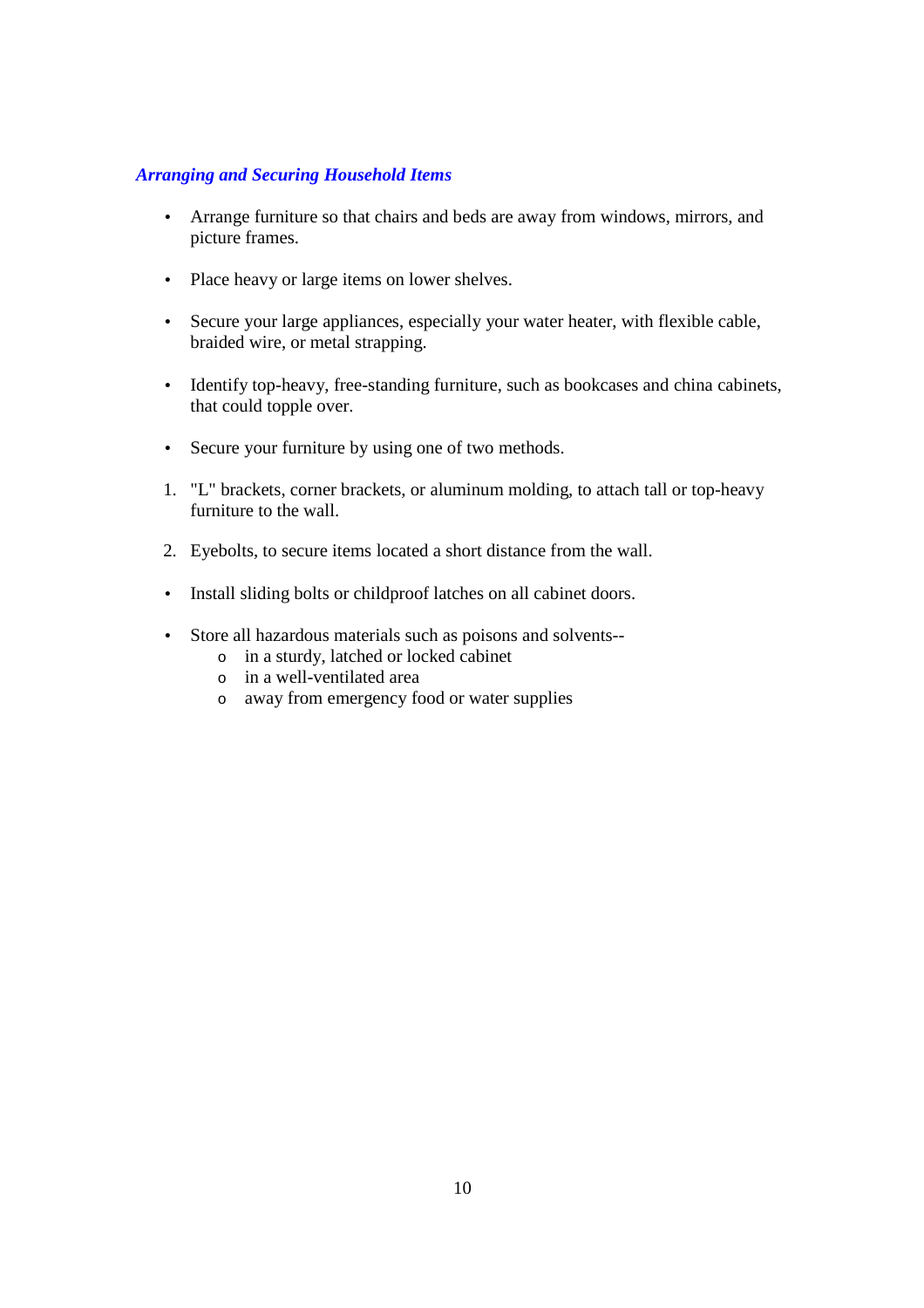### *Arranging and Securing Household Items*

- Arrange furniture so that chairs and beds are away from windows, mirrors, and picture frames.
- Place heavy or large items on lower shelves.
- Secure your large appliances, especially your water heater, with flexible cable, braided wire, or metal strapping.
- Identify top-heavy, free-standing furniture, such as bookcases and china cabinets, that could topple over.
- Secure your furniture by using one of two methods.

1. "L" brackets, corner brackets, or aluminum molding, to attach tall or top-heavy furniture to the wall.
2. Eyebolts, to secure items located a short distance from the wall.

- Install sliding bolts or childproof latches on all cabinet doors.
- Store all hazardous materials such as poisons and solvents--
    - in a sturdy, latched or locked cabinet
    - in a well-ventilated area
    - away from emergency food or water supplies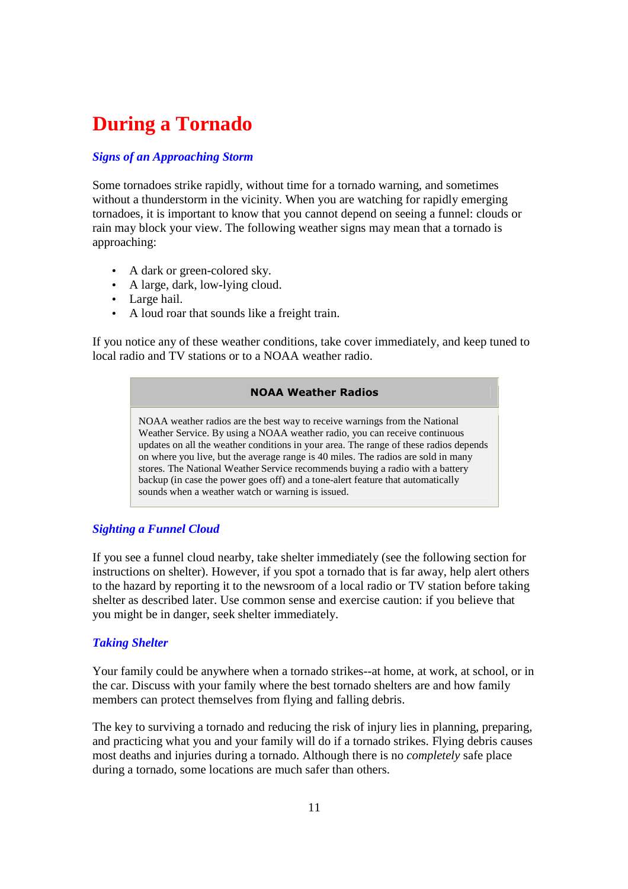# During a Tornado

### *Signs of an Approaching Storm*

Some tornadoes strike rapidly, without time for a tornado warning, and sometimes without a thunderstorm in the vicinity. When you are watching for rapidly emerging tornadoes, it is important to know that you cannot depend on seeing a funnel: clouds or rain may block your view. The following weather signs may mean that a tornado is approaching:

- A dark or green-colored sky.
- A large, dark, low-lying cloud.
- Large hail.
- A loud roar that sounds like a freight train.

If you notice any of these weather conditions, take cover immediately, and keep tuned to local radio and TV stations or to a NOAA weather radio.

| NOAA Weather Radios |
| --- |
| NOAA weather radios are the best way to receive warnings from the National Weather Service. By using a NOAA weather radio, you can receive continuous updates on all the weather conditions in your area. The range of these radios depends on where you live, but the average range is 40 miles. The radios are sold in many stores. The National Weather Service recommends buying a radio with a battery backup (in case the power goes off) and a tone-alert feature that automatically sounds when a weather watch or warning is issued. |

### *Sighting a Funnel Cloud*

If you see a funnel cloud nearby, take shelter immediately (see the following section for instructions on shelter). However, if you spot a tornado that is far away, help alert others to the hazard by reporting it to the newsroom of a local radio or TV station before taking shelter as described later. Use common sense and exercise caution: if you believe that you might be in danger, seek shelter immediately.

### *Taking Shelter*

Your family could be anywhere when a tornado strikes--at home, at work, at school, or in the car. Discuss with your family where the best tornado shelters are and how family members can protect themselves from flying and falling debris.

The key to surviving a tornado and reducing the risk of injury lies in planning, preparing, and practicing what you and your family will do if a tornado strikes. Flying debris causes most deaths and injuries during a tornado. Although there is no *completely* safe place during a tornado, some locations are much safer than others.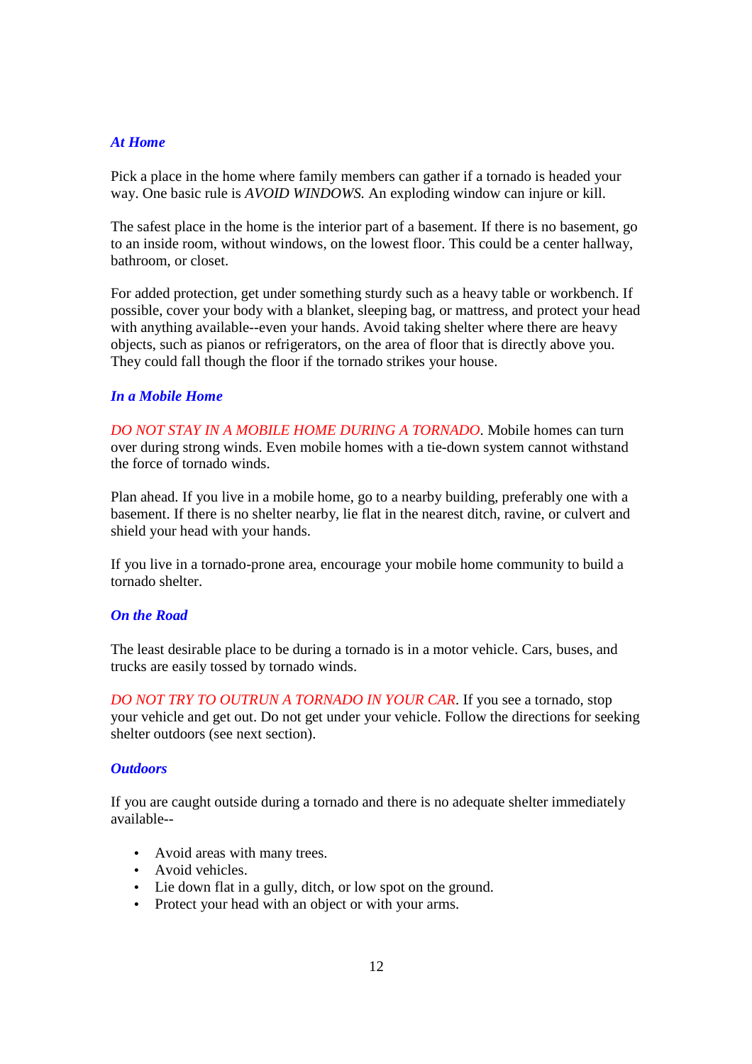### *At Home*

Pick a place in the home where family members can gather if a tornado is headed your way. One basic rule is *AVOID WINDOWS.* An exploding window can injure or kill.

The safest place in the home is the interior part of a basement. If there is no basement, go to an inside room, without windows, on the lowest floor. This could be a center hallway, bathroom, or closet.

For added protection, get under something sturdy such as a heavy table or workbench. If possible, cover your body with a blanket, sleeping bag, or mattress, and protect your head with anything available--even your hands. Avoid taking shelter where there are heavy objects, such as pianos or refrigerators, on the area of floor that is directly above you. They could fall though the floor if the tornado strikes your house.

### *In a Mobile Home*

*DO NOT STAY IN A MOBILE HOME DURING A TORNADO*. Mobile homes can turn over during strong winds. Even mobile homes with a tie-down system cannot withstand the force of tornado winds.

Plan ahead. If you live in a mobile home, go to a nearby building, preferably one with a basement. If there is no shelter nearby, lie flat in the nearest ditch, ravine, or culvert and shield your head with your hands.

If you live in a tornado-prone area, encourage your mobile home community to build a tornado shelter.

### *On the Road*

The least desirable place to be during a tornado is in a motor vehicle. Cars, buses, and trucks are easily tossed by tornado winds.

*DO NOT TRY TO OUTRUN A TORNADO IN YOUR CAR*. If you see a tornado, stop your vehicle and get out. Do not get under your vehicle. Follow the directions for seeking shelter outdoors (see next section).

### *Outdoors*

If you are caught outside during a tornado and there is no adequate shelter immediately available--

- Avoid areas with many trees.
- Avoid vehicles.
- Lie down flat in a gully, ditch, or low spot on the ground.
- Protect your head with an object or with your arms.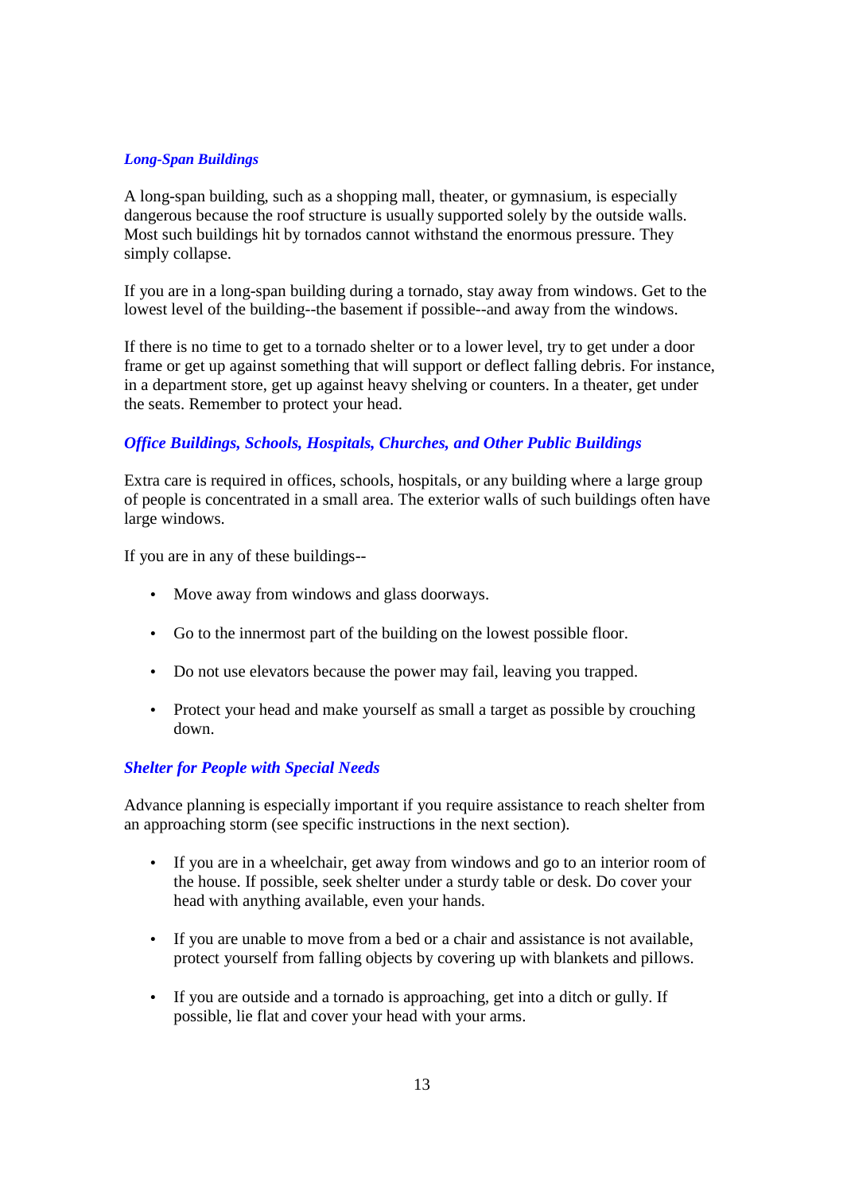### *Long-Span Buildings*

A long-span building, such as a shopping mall, theater, or gymnasium, is especially dangerous because the roof structure is usually supported solely by the outside walls. Most such buildings hit by tornados cannot withstand the enormous pressure. They simply collapse.

If you are in a long-span building during a tornado, stay away from windows. Get to the lowest level of the building--the basement if possible--and away from the windows.

If there is no time to get to a tornado shelter or to a lower level, try to get under a door frame or get up against something that will support or deflect falling debris. For instance, in a department store, get up against heavy shelving or counters. In a theater, get under the seats. Remember to protect your head.

### *Office Buildings, Schools, Hospitals, Churches, and Other Public Buildings*

Extra care is required in offices, schools, hospitals, or any building where a large group of people is concentrated in a small area. The exterior walls of such buildings often have large windows.

If you are in any of these buildings--

- Move away from windows and glass doorways.
- Go to the innermost part of the building on the lowest possible floor.
- Do not use elevators because the power may fail, leaving you trapped.
- Protect your head and make yourself as small a target as possible by crouching down.

### *Shelter for People with Special Needs*

Advance planning is especially important if you require assistance to reach shelter from an approaching storm (see specific instructions in the next section).

- If you are in a wheelchair, get away from windows and go to an interior room of the house. If possible, seek shelter under a sturdy table or desk. Do cover your head with anything available, even your hands.
- If you are unable to move from a bed or a chair and assistance is not available, protect yourself from falling objects by covering up with blankets and pillows.
- If you are outside and a tornado is approaching, get into a ditch or gully. If possible, lie flat and cover your head with your arms.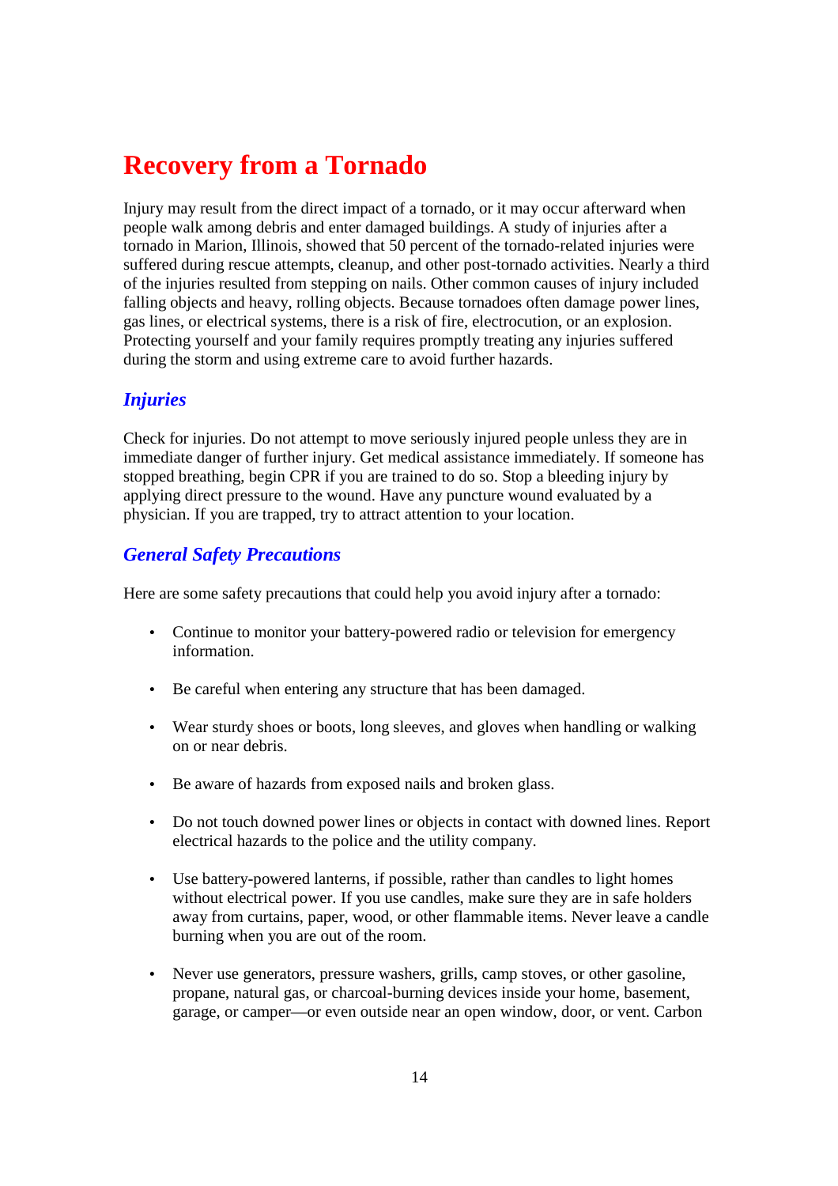# Recovery from a Tornado

Injury may result from the direct impact of a tornado, or it may occur afterward when people walk among debris and enter damaged buildings. A study of injuries after a tornado in Marion, Illinois, showed that 50 percent of the tornado-related injuries were suffered during rescue attempts, cleanup, and other post-tornado activities. Nearly a third of the injuries resulted from stepping on nails. Other common causes of injury included falling objects and heavy, rolling objects. Because tornadoes often damage power lines, gas lines, or electrical systems, there is a risk of fire, electrocution, or an explosion. Protecting yourself and your family requires promptly treating any injuries suffered during the storm and using extreme care to avoid further hazards.

## *Injuries*

Check for injuries. Do not attempt to move seriously injured people unless they are in immediate danger of further injury. Get medical assistance immediately. If someone has stopped breathing, begin CPR if you are trained to do so. Stop a bleeding injury by applying direct pressure to the wound. Have any puncture wound evaluated by a physician. If you are trapped, try to attract attention to your location.

## *General Safety Precautions*

Here are some safety precautions that could help you avoid injury after a tornado:

- Continue to monitor your battery-powered radio or television for emergency information.
- Be careful when entering any structure that has been damaged.
- Wear sturdy shoes or boots, long sleeves, and gloves when handling or walking on or near debris.
- Be aware of hazards from exposed nails and broken glass.
- Do not touch downed power lines or objects in contact with downed lines. Report electrical hazards to the police and the utility company.
- Use battery-powered lanterns, if possible, rather than candles to light homes without electrical power. If you use candles, make sure they are in safe holders away from curtains, paper, wood, or other flammable items. Never leave a candle burning when you are out of the room.
- Never use generators, pressure washers, grills, camp stoves, or other gasoline, propane, natural gas, or charcoal-burning devices inside your home, basement, garage, or camper—or even outside near an open window, door, or vent. Carbon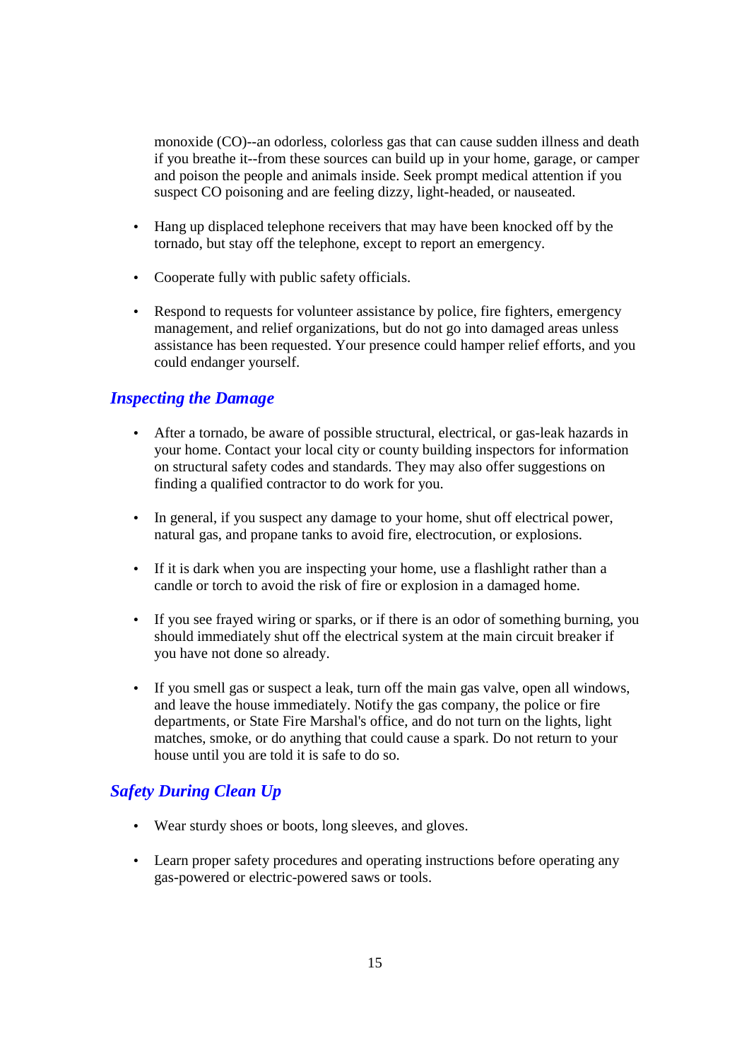monoxide (CO)--an odorless, colorless gas that can cause sudden illness and death if you breathe it--from these sources can build up in your home, garage, or camper and poison the people and animals inside. Seek prompt medical attention if you suspect CO poisoning and are feeling dizzy, light-headed, or nauseated.

- Hang up displaced telephone receivers that may have been knocked off by the tornado, but stay off the telephone, except to report an emergency.
- Cooperate fully with public safety officials.
- Respond to requests for volunteer assistance by police, fire fighters, emergency management, and relief organizations, but do not go into damaged areas unless assistance has been requested. Your presence could hamper relief efforts, and you could endanger yourself.

## *Inspecting the Damage*

- After a tornado, be aware of possible structural, electrical, or gas-leak hazards in your home. Contact your local city or county building inspectors for information on structural safety codes and standards. They may also offer suggestions on finding a qualified contractor to do work for you.
- In general, if you suspect any damage to your home, shut off electrical power, natural gas, and propane tanks to avoid fire, electrocution, or explosions.
- If it is dark when you are inspecting your home, use a flashlight rather than a candle or torch to avoid the risk of fire or explosion in a damaged home.
- If you see frayed wiring or sparks, or if there is an odor of something burning, you should immediately shut off the electrical system at the main circuit breaker if you have not done so already.
- If you smell gas or suspect a leak, turn off the main gas valve, open all windows, and leave the house immediately. Notify the gas company, the police or fire departments, or State Fire Marshal's office, and do not turn on the lights, light matches, smoke, or do anything that could cause a spark. Do not return to your house until you are told it is safe to do so.

## *Safety During Clean Up*

- Wear sturdy shoes or boots, long sleeves, and gloves.
- Learn proper safety procedures and operating instructions before operating any gas-powered or electric-powered saws or tools.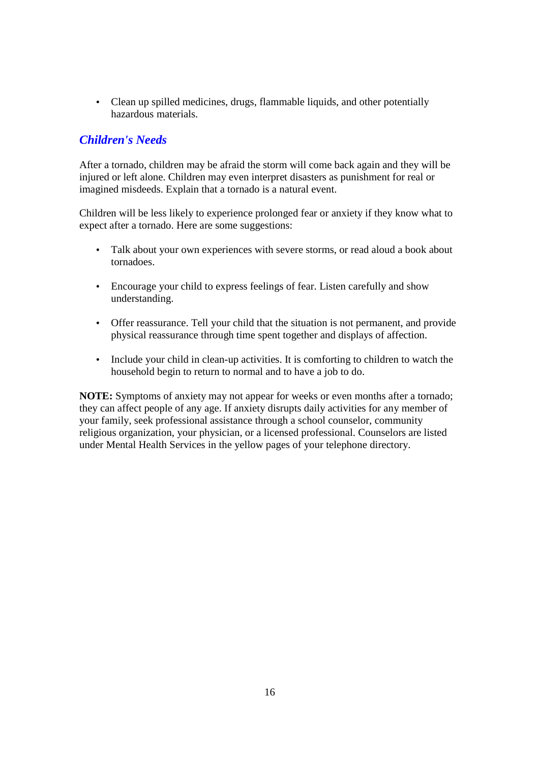- Clean up spilled medicines, drugs, flammable liquids, and other potentially hazardous materials.

## *Children's Needs*

After a tornado, children may be afraid the storm will come back again and they will be injured or left alone. Children may even interpret disasters as punishment for real or imagined misdeeds. Explain that a tornado is a natural event.

Children will be less likely to experience prolonged fear or anxiety if they know what to expect after a tornado. Here are some suggestions:

- Talk about your own experiences with severe storms, or read aloud a book about tornadoes.
- Encourage your child to express feelings of fear. Listen carefully and show understanding.
- Offer reassurance. Tell your child that the situation is not permanent, and provide physical reassurance through time spent together and displays of affection.
- Include your child in clean-up activities. It is comforting to children to watch the household begin to return to normal and to have a job to do.

**NOTE:** Symptoms of anxiety may not appear for weeks or even months after a tornado; they can affect people of any age. If anxiety disrupts daily activities for any member of your family, seek professional assistance through a school counselor, community religious organization, your physician, or a licensed professional. Counselors are listed under Mental Health Services in the yellow pages of your telephone directory.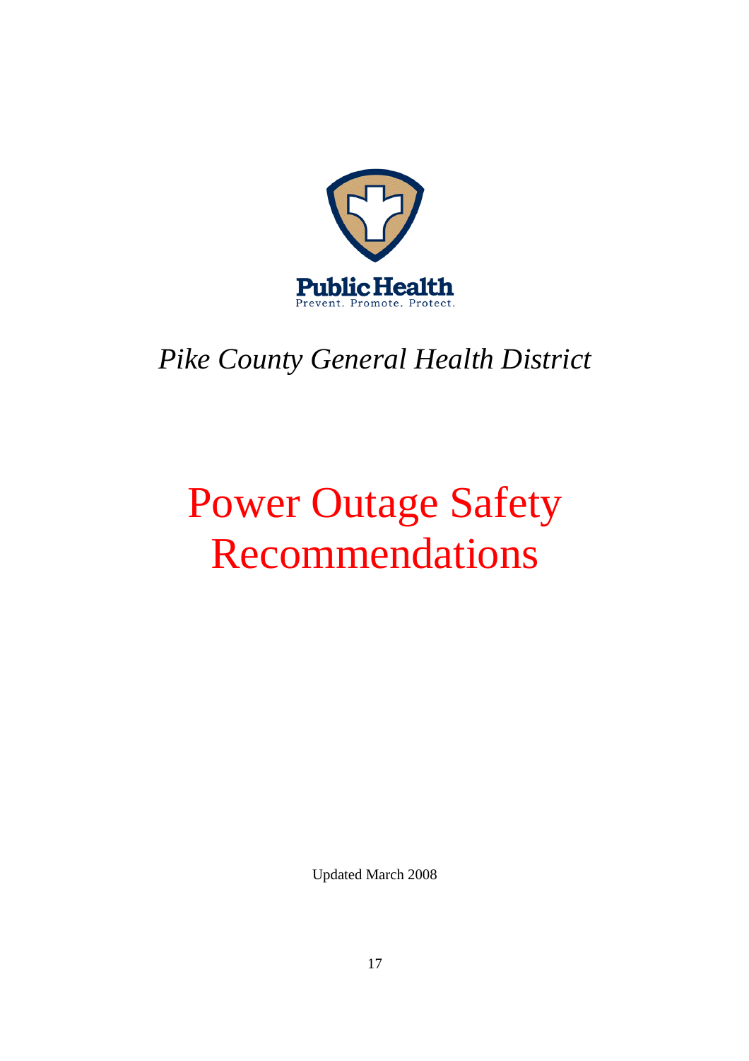Public Health
Prevent. Promote. Protect.

*Pike County General Health District*

# Power Outage Safety Recommendations

Updated March 2008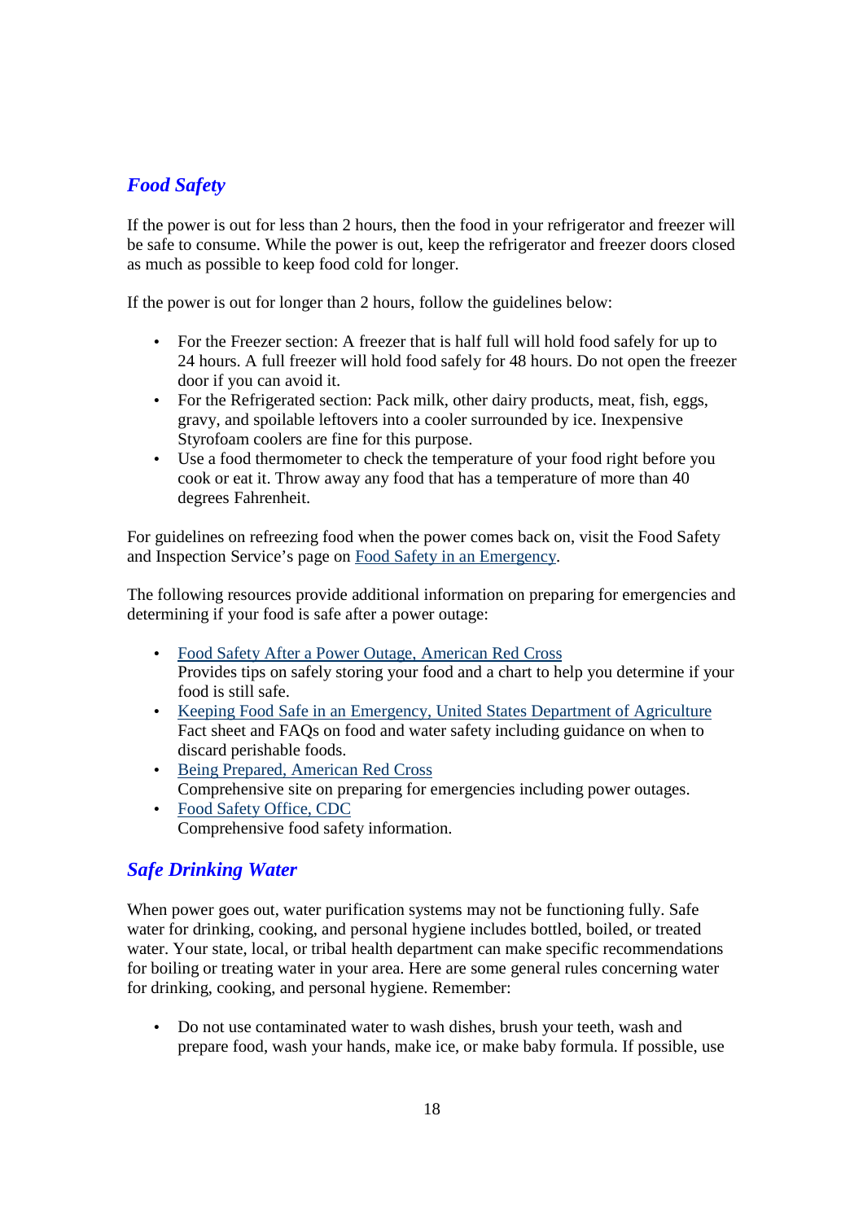## *Food Safety*

If the power is out for less than 2 hours, then the food in your refrigerator and freezer will be safe to consume. While the power is out, keep the refrigerator and freezer doors closed as much as possible to keep food cold for longer.

If the power is out for longer than 2 hours, follow the guidelines below:

- For the Freezer section: A freezer that is half full will hold food safely for up to 24 hours. A full freezer will hold food safely for 48 hours. Do not open the freezer door if you can avoid it.
- For the Refrigerated section: Pack milk, other dairy products, meat, fish, eggs, gravy, and spoilable leftovers into a cooler surrounded by ice. Inexpensive Styrofoam coolers are fine for this purpose.
- Use a food thermometer to check the temperature of your food right before you cook or eat it. Throw away any food that has a temperature of more than 40 degrees Fahrenheit.

For guidelines on refreezing food when the power comes back on, visit the Food Safety and Inspection Service's page on Food Safety in an Emergency.

The following resources provide additional information on preparing for emergencies and determining if your food is safe after a power outage:

- Food Safety After a Power Outage, American Red Cross
  Provides tips on safely storing your food and a chart to help you determine if your food is still safe.
- Keeping Food Safe in an Emergency, United States Department of Agriculture
  Fact sheet and FAQs on food and water safety including guidance on when to discard perishable foods.
- Being Prepared, American Red Cross
  Comprehensive site on preparing for emergencies including power outages.
- Food Safety Office, CDC
  Comprehensive food safety information.

## *Safe Drinking Water*

When power goes out, water purification systems may not be functioning fully. Safe water for drinking, cooking, and personal hygiene includes bottled, boiled, or treated water. Your state, local, or tribal health department can make specific recommendations for boiling or treating water in your area. Here are some general rules concerning water for drinking, cooking, and personal hygiene. Remember:

- Do not use contaminated water to wash dishes, brush your teeth, wash and prepare food, wash your hands, make ice, or make baby formula. If possible, use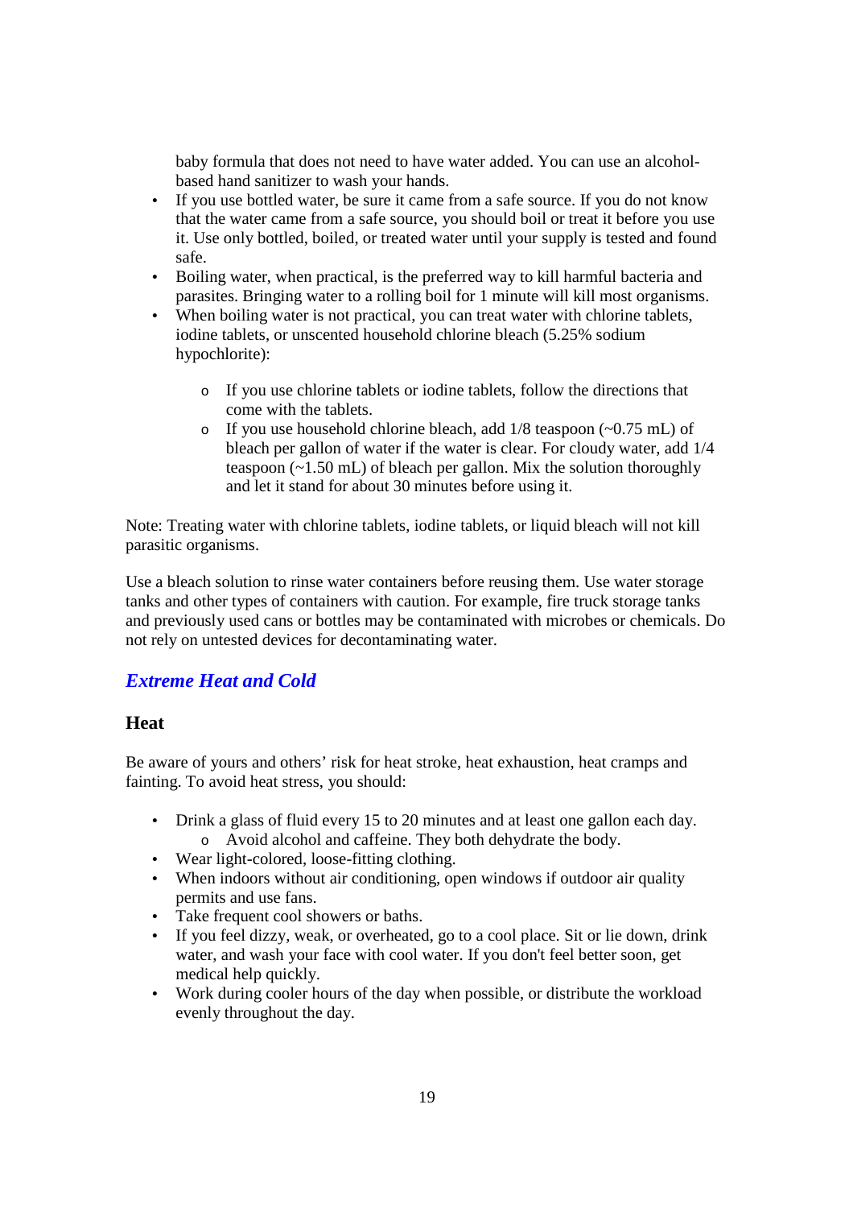baby formula that does not need to have water added. You can use an alcohol-based hand sanitizer to wash your hands.

- If you use bottled water, be sure it came from a safe source. If you do not know that the water came from a safe source, you should boil or treat it before you use it. Use only bottled, boiled, or treated water until your supply is tested and found safe.
- Boiling water, when practical, is the preferred way to kill harmful bacteria and parasites. Bringing water to a rolling boil for 1 minute will kill most organisms.
- When boiling water is not practical, you can treat water with chlorine tablets, iodine tablets, or unscented household chlorine bleach (5.25% sodium hypochlorite):
    - If you use chlorine tablets or iodine tablets, follow the directions that come with the tablets.
    - If you use household chlorine bleach, add 1/8 teaspoon (~0.75 mL) of bleach per gallon of water if the water is clear. For cloudy water, add 1/4 teaspoon (~1.50 mL) of bleach per gallon. Mix the solution thoroughly and let it stand for about 30 minutes before using it.

Note: Treating water with chlorine tablets, iodine tablets, or liquid bleach will not kill parasitic organisms.

Use a bleach solution to rinse water containers before reusing them. Use water storage tanks and other types of containers with caution. For example, fire truck storage tanks and previously used cans or bottles may be contaminated with microbes or chemicals. Do not rely on untested devices for decontaminating water.

## *Extreme Heat and Cold*

### Heat

Be aware of yours and others' risk for heat stroke, heat exhaustion, heat cramps and fainting. To avoid heat stress, you should:

- Drink a glass of fluid every 15 to 20 minutes and at least one gallon each day.
    - Avoid alcohol and caffeine. They both dehydrate the body.
- Wear light-colored, loose-fitting clothing.
- When indoors without air conditioning, open windows if outdoor air quality permits and use fans.
- Take frequent cool showers or baths.
- If you feel dizzy, weak, or overheated, go to a cool place. Sit or lie down, drink water, and wash your face with cool water. If you don't feel better soon, get medical help quickly.
- Work during cooler hours of the day when possible, or distribute the workload evenly throughout the day.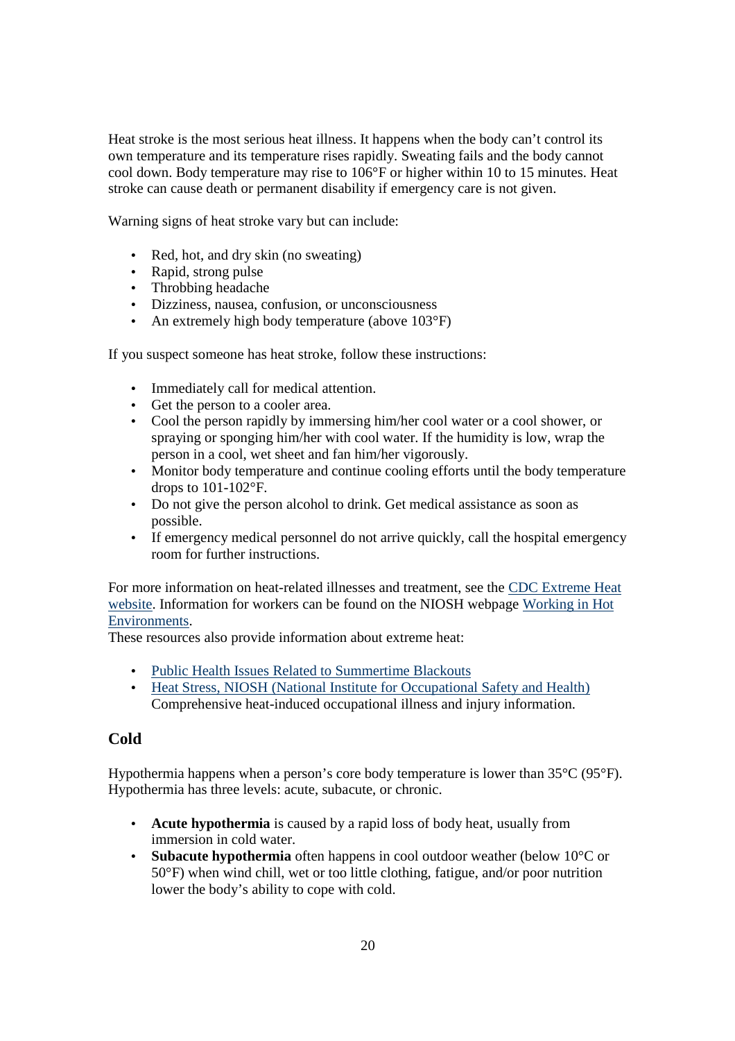Heat stroke is the most serious heat illness. It happens when the body can't control its own temperature and its temperature rises rapidly. Sweating fails and the body cannot cool down. Body temperature may rise to 106°F or higher within 10 to 15 minutes. Heat stroke can cause death or permanent disability if emergency care is not given.

Warning signs of heat stroke vary but can include:

- Red, hot, and dry skin (no sweating)
- Rapid, strong pulse
- Throbbing headache
- Dizziness, nausea, confusion, or unconsciousness
- An extremely high body temperature (above 103°F)

If you suspect someone has heat stroke, follow these instructions:

- Immediately call for medical attention.
- Get the person to a cooler area.
- Cool the person rapidly by immersing him/her cool water or a cool shower, or spraying or sponging him/her with cool water. If the humidity is low, wrap the person in a cool, wet sheet and fan him/her vigorously.
- Monitor body temperature and continue cooling efforts until the body temperature drops to 101-102°F.
- Do not give the person alcohol to drink. Get medical assistance as soon as possible.
- If emergency medical personnel do not arrive quickly, call the hospital emergency room for further instructions.

For more information on heat-related illnesses and treatment, see the CDC Extreme Heat website. Information for workers can be found on the NIOSH webpage Working in Hot Environments.
These resources also provide information about extreme heat:

- Public Health Issues Related to Summertime Blackouts
- Heat Stress, NIOSH (National Institute for Occupational Safety and Health) Comprehensive heat-induced occupational illness and injury information.

## Cold

Hypothermia happens when a person's core body temperature is lower than 35°C (95°F). Hypothermia has three levels: acute, subacute, or chronic.

- **Acute hypothermia** is caused by a rapid loss of body heat, usually from immersion in cold water.
- **Subacute hypothermia** often happens in cool outdoor weather (below 10°C or 50°F) when wind chill, wet or too little clothing, fatigue, and/or poor nutrition lower the body's ability to cope with cold.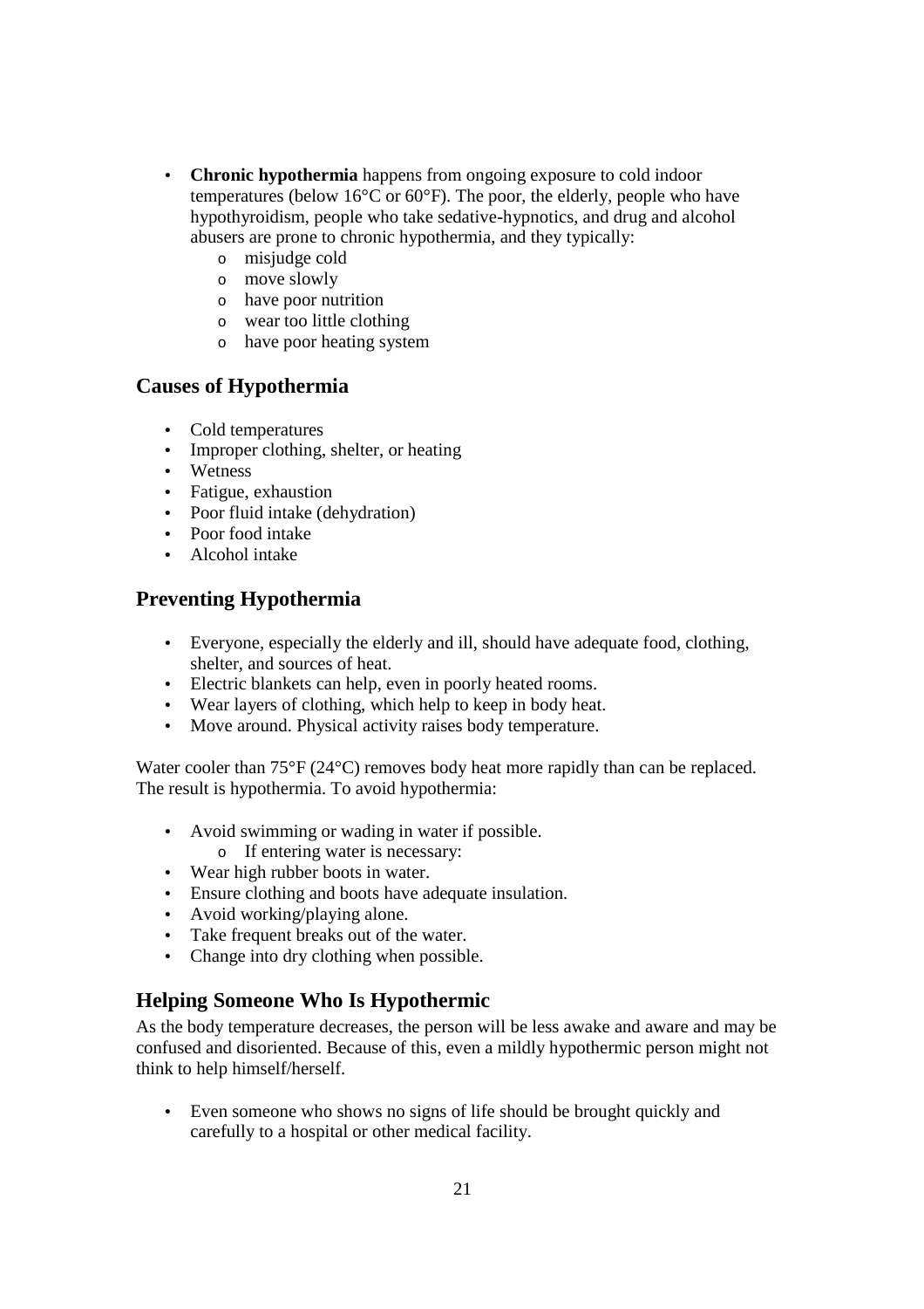- **Chronic hypothermia** happens from ongoing exposure to cold indoor temperatures (below 16°C or 60°F). The poor, the elderly, people who have hypothyroidism, people who take sedative-hypnotics, and drug and alcohol abusers are prone to chronic hypothermia, and they typically:
    - misjudge cold
    - move slowly
    - have poor nutrition
    - wear too little clothing
    - have poor heating system

## Causes of Hypothermia

- Cold temperatures
- Improper clothing, shelter, or heating
- Wetness
- Fatigue, exhaustion
- Poor fluid intake (dehydration)
- Poor food intake
- Alcohol intake

## Preventing Hypothermia

- Everyone, especially the elderly and ill, should have adequate food, clothing, shelter, and sources of heat.
- Electric blankets can help, even in poorly heated rooms.
- Wear layers of clothing, which help to keep in body heat.
- Move around. Physical activity raises body temperature.

Water cooler than 75°F (24°C) removes body heat more rapidly than can be replaced. The result is hypothermia. To avoid hypothermia:

- Avoid swimming or wading in water if possible.
    - If entering water is necessary:
- Wear high rubber boots in water.
- Ensure clothing and boots have adequate insulation.
- Avoid working/playing alone.
- Take frequent breaks out of the water.
- Change into dry clothing when possible.

## Helping Someone Who Is Hypothermic

As the body temperature decreases, the person will be less awake and aware and may be confused and disoriented. Because of this, even a mildly hypothermic person might not think to help himself/herself.

- Even someone who shows no signs of life should be brought quickly and carefully to a hospital or other medical facility.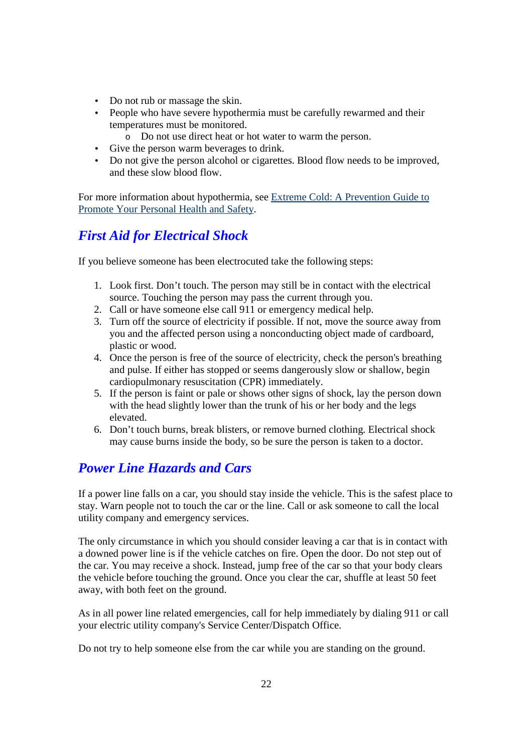- Do not rub or massage the skin.
- People who have severe hypothermia must be carefully rewarmed and their temperatures must be monitored.
    - Do not use direct heat or hot water to warm the person.
- Give the person warm beverages to drink.
- Do not give the person alcohol or cigarettes. Blood flow needs to be improved, and these slow blood flow.

For more information about hypothermia, see Extreme Cold: A Prevention Guide to Promote Your Personal Health and Safety.

## *First Aid for Electrical Shock*

If you believe someone has been electrocuted take the following steps:

1. Look first. Don't touch. The person may still be in contact with the electrical source. Touching the person may pass the current through you.
2. Call or have someone else call 911 or emergency medical help.
3. Turn off the source of electricity if possible. If not, move the source away from you and the affected person using a nonconducting object made of cardboard, plastic or wood.
4. Once the person is free of the source of electricity, check the person's breathing and pulse. If either has stopped or seems dangerously slow or shallow, begin cardiopulmonary resuscitation (CPR) immediately.
5. If the person is faint or pale or shows other signs of shock, lay the person down with the head slightly lower than the trunk of his or her body and the legs elevated.
6. Don't touch burns, break blisters, or remove burned clothing. Electrical shock may cause burns inside the body, so be sure the person is taken to a doctor.

## *Power Line Hazards and Cars*

If a power line falls on a car, you should stay inside the vehicle. This is the safest place to stay. Warn people not to touch the car or the line. Call or ask someone to call the local utility company and emergency services.

The only circumstance in which you should consider leaving a car that is in contact with a downed power line is if the vehicle catches on fire. Open the door. Do not step out of the car. You may receive a shock. Instead, jump free of the car so that your body clears the vehicle before touching the ground. Once you clear the car, shuffle at least 50 feet away, with both feet on the ground.

As in all power line related emergencies, call for help immediately by dialing 911 or call your electric utility company's Service Center/Dispatch Office.

Do not try to help someone else from the car while you are standing on the ground.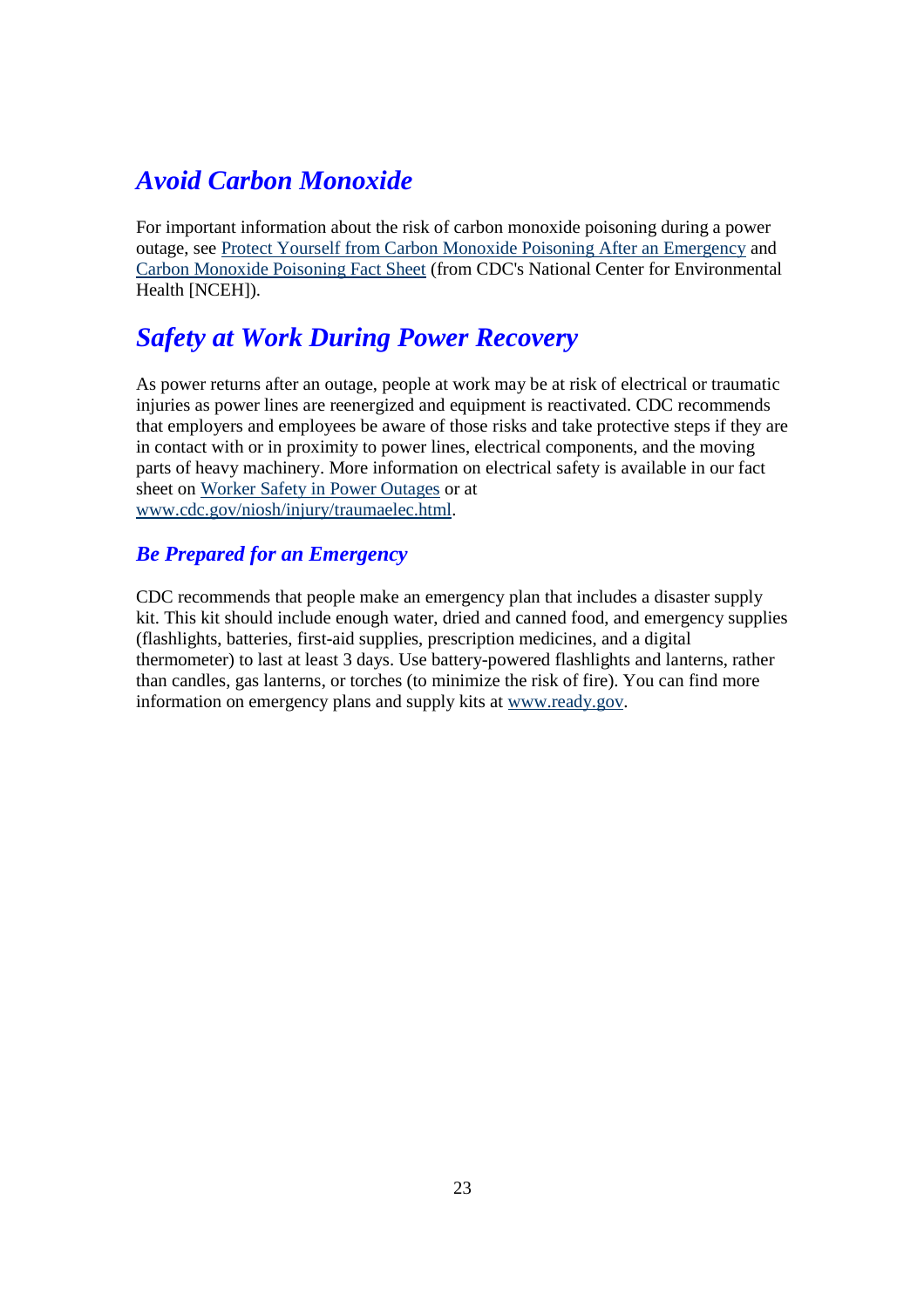## *Avoid Carbon Monoxide*

For important information about the risk of carbon monoxide poisoning during a power outage, see Protect Yourself from Carbon Monoxide Poisoning After an Emergency and Carbon Monoxide Poisoning Fact Sheet (from CDC's National Center for Environmental Health [NCEH]).

## *Safety at Work During Power Recovery*

As power returns after an outage, people at work may be at risk of electrical or traumatic injuries as power lines are reenergized and equipment is reactivated. CDC recommends that employers and employees be aware of those risks and take protective steps if they are in contact with or in proximity to power lines, electrical components, and the moving parts of heavy machinery. More information on electrical safety is available in our fact sheet on Worker Safety in Power Outages or at www.cdc.gov/niosh/injury/traumaelec.html.

### *Be Prepared for an Emergency*

CDC recommends that people make an emergency plan that includes a disaster supply kit. This kit should include enough water, dried and canned food, and emergency supplies (flashlights, batteries, first-aid supplies, prescription medicines, and a digital thermometer) to last at least 3 days. Use battery-powered flashlights and lanterns, rather than candles, gas lanterns, or torches (to minimize the risk of fire). You can find more information on emergency plans and supply kits at www.ready.gov.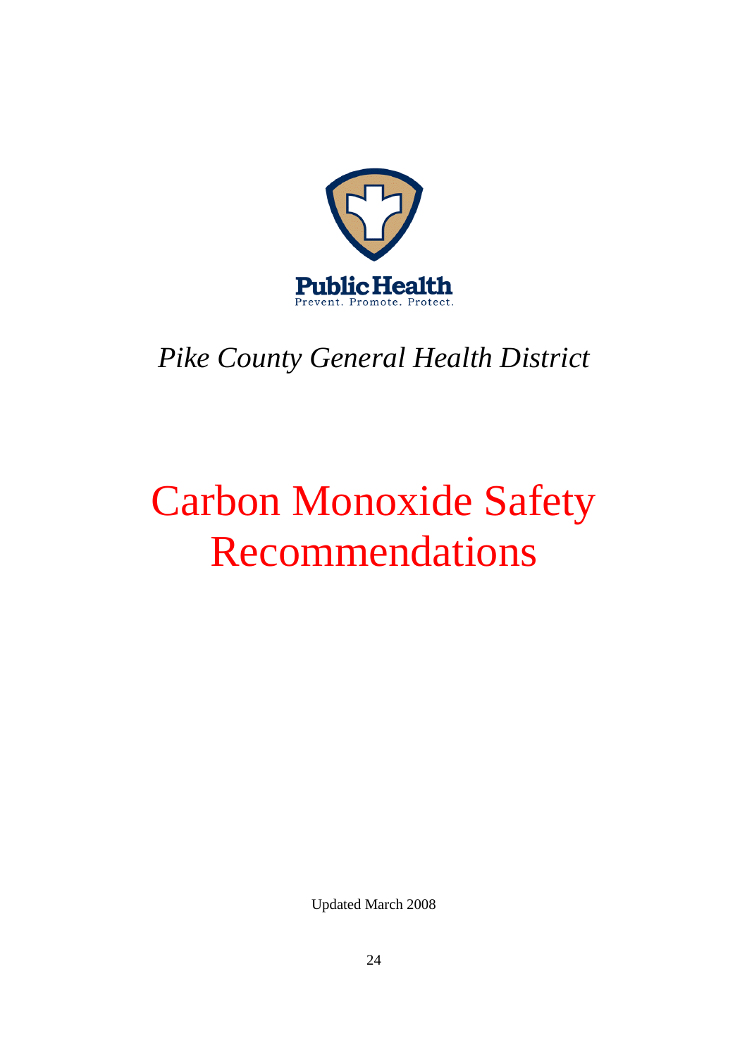Public Health

Prevent. Promote. Protect.

*Pike County General Health District*

# Carbon Monoxide Safety Recommendations

Updated March 2008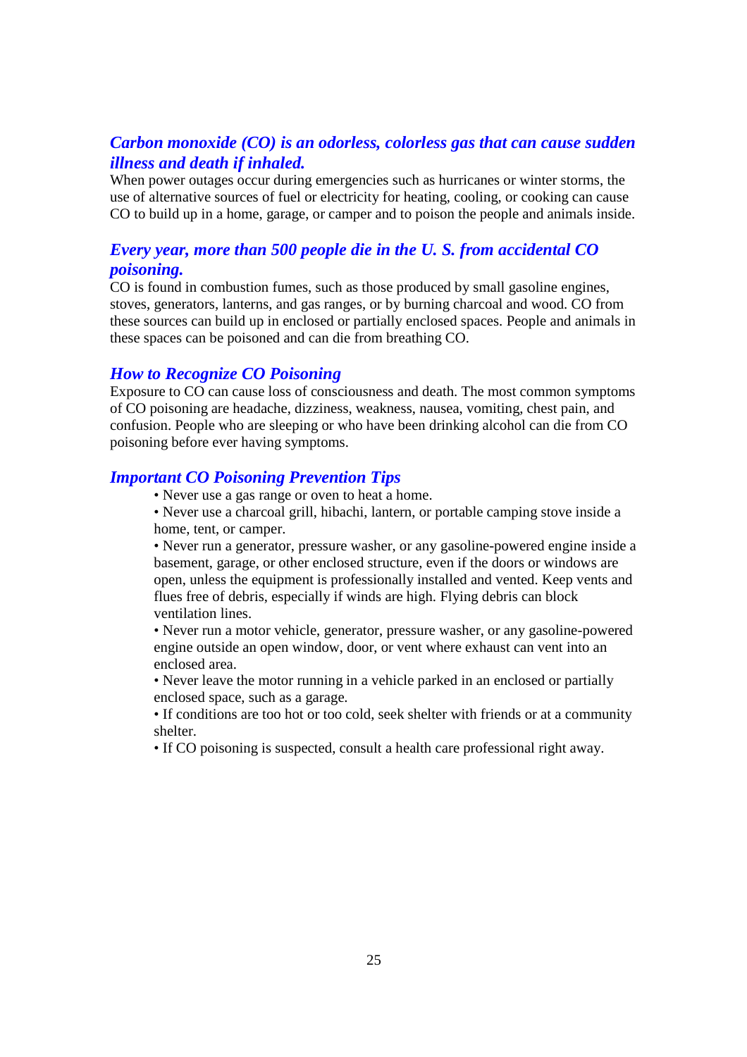## *Carbon monoxide (CO) is an odorless, colorless gas that can cause sudden illness and death if inhaled.*

When power outages occur during emergencies such as hurricanes or winter storms, the use of alternative sources of fuel or electricity for heating, cooling, or cooking can cause CO to build up in a home, garage, or camper and to poison the people and animals inside.

## *Every year, more than 500 people die in the U. S. from accidental CO poisoning.*

CO is found in combustion fumes, such as those produced by small gasoline engines, stoves, generators, lanterns, and gas ranges, or by burning charcoal and wood. CO from these sources can build up in enclosed or partially enclosed spaces. People and animals in these spaces can be poisoned and can die from breathing CO.

## *How to Recognize CO Poisoning*

Exposure to CO can cause loss of consciousness and death. The most common symptoms of CO poisoning are headache, dizziness, weakness, nausea, vomiting, chest pain, and confusion. People who are sleeping or who have been drinking alcohol can die from CO poisoning before ever having symptoms.

## *Important CO Poisoning Prevention Tips*

- Never use a gas range or oven to heat a home.
- Never use a charcoal grill, hibachi, lantern, or portable camping stove inside a home, tent, or camper.
- Never run a generator, pressure washer, or any gasoline-powered engine inside a basement, garage, or other enclosed structure, even if the doors or windows are open, unless the equipment is professionally installed and vented. Keep vents and flues free of debris, especially if winds are high. Flying debris can block ventilation lines.
- Never run a motor vehicle, generator, pressure washer, or any gasoline-powered engine outside an open window, door, or vent where exhaust can vent into an enclosed area.
- Never leave the motor running in a vehicle parked in an enclosed or partially enclosed space, such as a garage.
- If conditions are too hot or too cold, seek shelter with friends or at a community shelter.
- If CO poisoning is suspected, consult a health care professional right away.